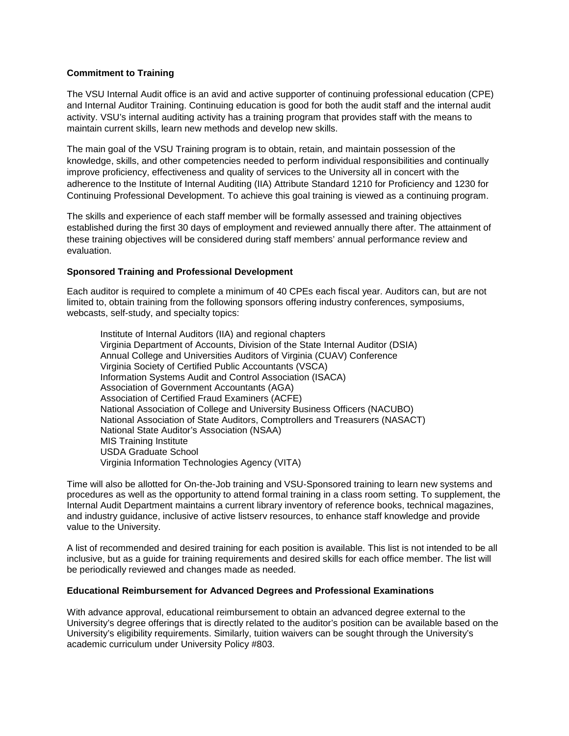**Commitment to Training**

The VSU Internal Audit office is an avid and active supporter of continuing professional education (CPE) and Internal Auditor Training. Continuing education is good for both the audit staff and the internal audit activity. VSU's internal auditing activity has a training program that provides staff with the means to maintain current skills, learn new methods and develop new skills.

The main goal of the VSU Training program is to obtain, retain, and maintain possession of the knowledge, skills, and other competencies needed to perform individual responsibilities and continually improve proficiency, effectiveness and quality of services to the University all in concert with the adherence to the Institute of Internal Auditing (IIA) Attribute Standard 1210 for Proficiency and 1230 for Continuing Professional Development. To achieve this goal training is viewed as a continuing program.

The skills and experience of each staff member will be formally assessed and training objectives established during the first 30 days of employment and reviewed annually there after. The attainment of these training objectives will be considered during staff members' annual performance review and evaluation.

**Sponsored Training and Professional Development**

Each auditor is required to complete a minimum of 40 CPEs each fiscal year. Auditors can, but are not limited to, obtain training from the following sponsors offering industry conferences, symposiums, webcasts, self-study, and specialty topics:

- Institute of Internal Auditors (IIA) and regional chapters
- Virginia Department of Accounts, Division of the State Internal Auditor (DSIA)
- Annual College and Universities Auditors of Virginia (CUAV) Conference
- Virginia Society of Certified Public Accountants (VSCA)
- Information Systems Audit and Control Association (ISACA)
- Association of Government Accountants (AGA)
- Association of Certified Fraud Examiners (ACFE)
- National Association of College and University Business Officers (NACUBO)
- National Association of State Auditors, Comptrollers and Treasurers (NASACT)
- National State Auditor's Association (NSAA)
- MIS Training Institute
- USDA Graduate School
- Virginia Information Technologies Agency (VITA)

Time will also be allotted for On-the-Job training and VSU-Sponsored training to learn new systems and procedures as well as the opportunity to attend formal training in a class room setting. To supplement, the Internal Audit Department maintains a current library inventory of reference books, technical magazines, and industry guidance, inclusive of active listserv resources, to enhance staff knowledge and provide value to the University.

A list of recommended and desired training for each position is available. This list is not intended to be all inclusive, but as a guide for training requirements and desired skills for each office member. The list will be periodically reviewed and changes made as needed.

**Educational Reimbursement for Advanced Degrees and Professional Examinations**

With advance approval, educational reimbursement to obtain an advanced degree external to the University's degree offerings that is directly related to the auditor's position can be available based on the University's eligibility requirements. Similarly, tuition waivers can be sought through the University's academic curriculum under University Policy #803.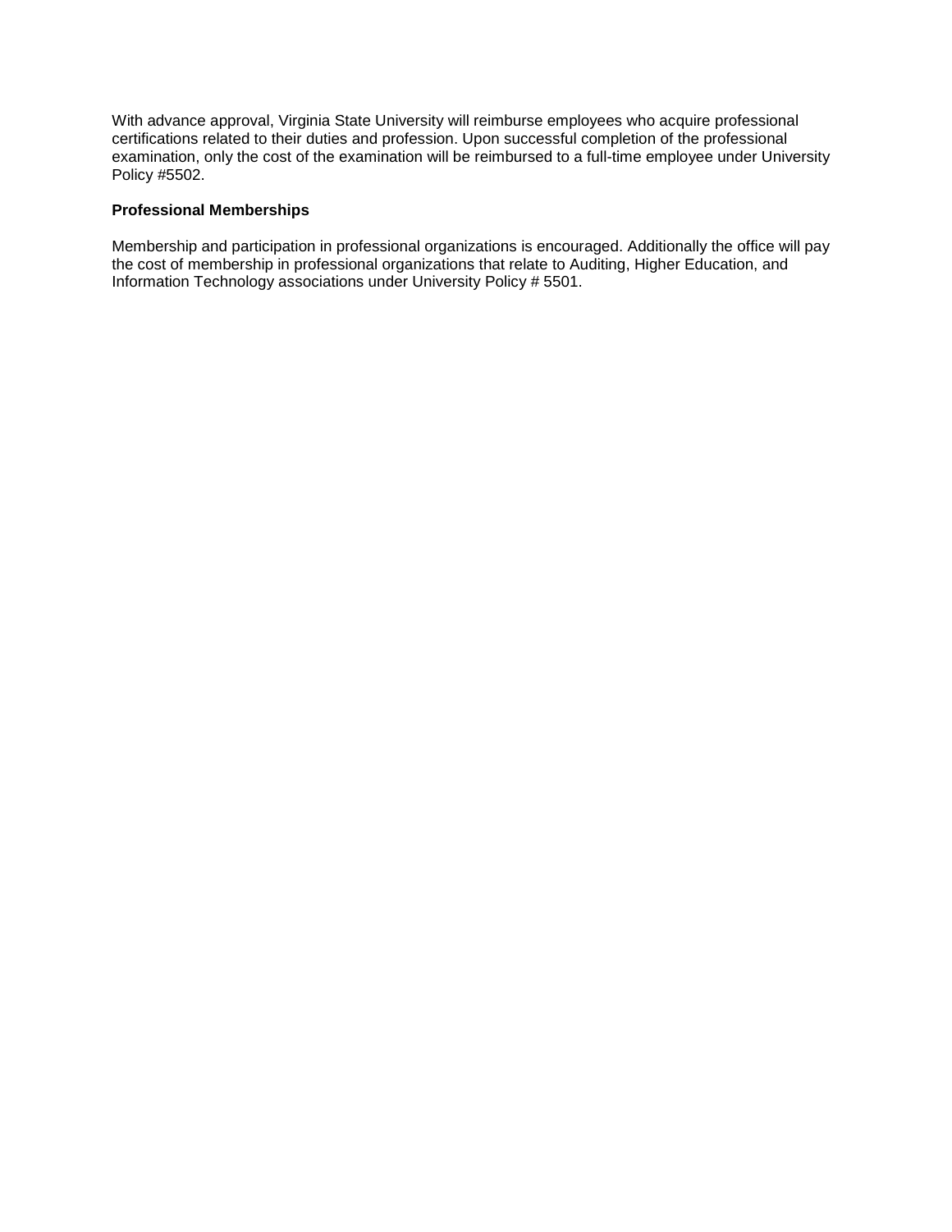With advance approval, Virginia State University will reimburse employees who acquire professional certifications related to their duties and profession. Upon successful completion of the professional examination, only the cost of the examination will be reimbursed to a full-time employee under University Policy #5502.

**Professional Memberships**

Membership and participation in professional organizations is encouraged. Additionally the office will pay the cost of membership in professional organizations that relate to Auditing, Higher Education, and Information Technology associations under University Policy # 5501.